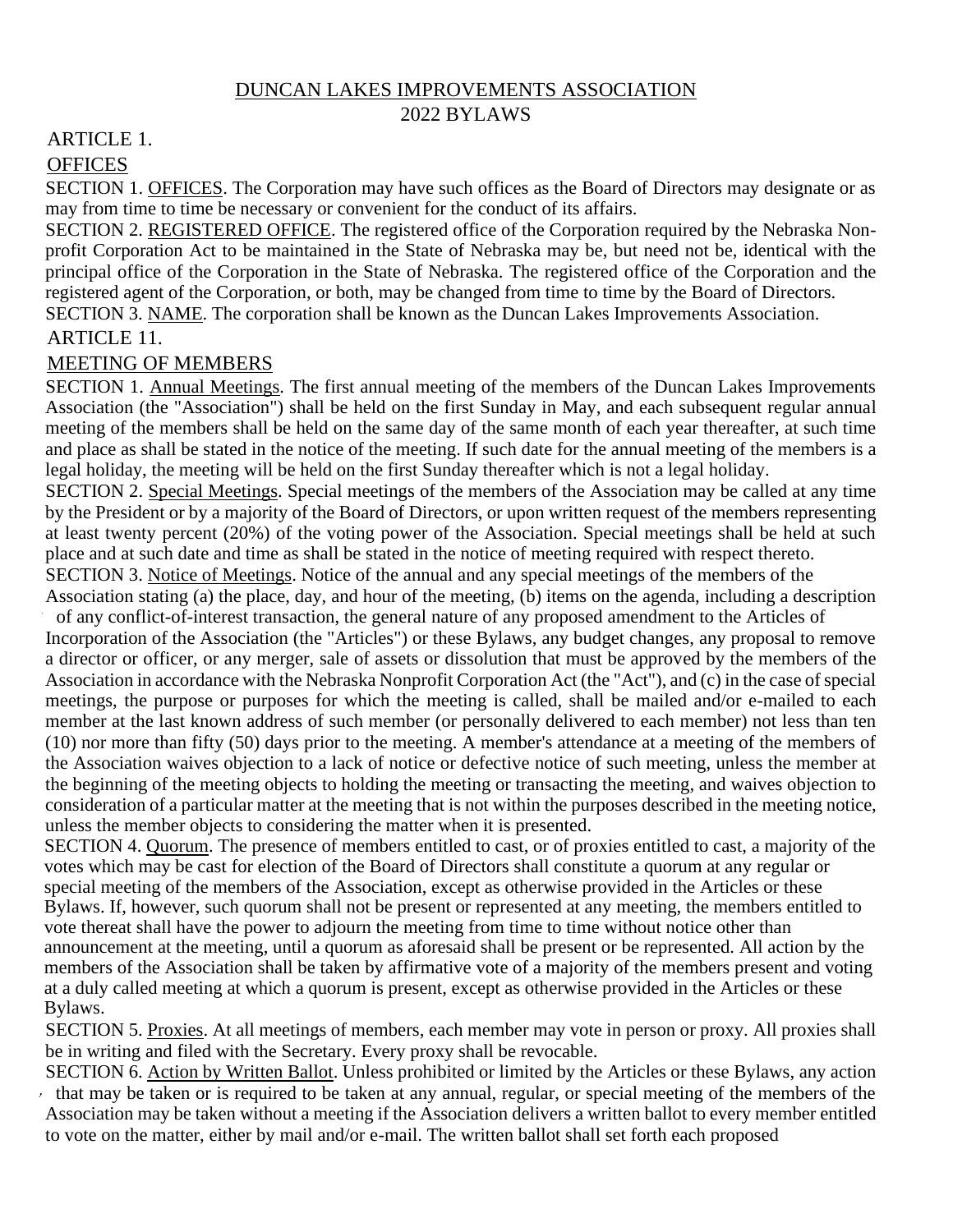# DUNCAN LAKES IMPROVEMENTS ASSOCIATION
## 2022 BYLAWS

## ARTICLE 1.
## OFFICES

SECTION 1. OFFICES. The Corporation may have such offices as the Board of Directors may designate or as may from time to time be necessary or convenient for the conduct of its affairs.

SECTION 2. REGISTERED OFFICE. The registered office of the Corporation required by the Nebraska Non-profit Corporation Act to be maintained in the State of Nebraska may be, but need not be, identical with the principal office of the Corporation in the State of Nebraska. The registered office of the Corporation and the registered agent of the Corporation, or both, may be changed from time to time by the Board of Directors.

SECTION 3. NAME. The corporation shall be known as the Duncan Lakes Improvements Association.

## ARTICLE 11.
## MEETING OF MEMBERS

SECTION 1. Annual Meetings. The first annual meeting of the members of the Duncan Lakes Improvements Association (the "Association") shall be held on the first Sunday in May, and each subsequent regular annual meeting of the members shall be held on the same day of the same month of each year thereafter, at such time and place as shall be stated in the notice of the meeting. If such date for the annual meeting of the members is a legal holiday, the meeting will be held on the first Sunday thereafter which is not a legal holiday.

SECTION 2. Special Meetings. Special meetings of the members of the Association may be called at any time by the President or by a majority of the Board of Directors, or upon written request of the members representing at least twenty percent (20%) of the voting power of the Association. Special meetings shall be held at such place and at such date and time as shall be stated in the notice of meeting required with respect thereto.

SECTION 3. Notice of Meetings. Notice of the annual and any special meetings of the members of the Association stating (a) the place, day, and hour of the meeting, (b) items on the agenda, including a description of any conflict-of-interest transaction, the general nature of any proposed amendment to the Articles of Incorporation of the Association (the "Articles") or these Bylaws, any budget changes, any proposal to remove a director or officer, or any merger, sale of assets or dissolution that must be approved by the members of the Association in accordance with the Nebraska Nonprofit Corporation Act (the "Act"), and (c) in the case of special meetings, the purpose or purposes for which the meeting is called, shall be mailed and/or e-mailed to each member at the last known address of such member (or personally delivered to each member) not less than ten (10) nor more than fifty (50) days prior to the meeting. A member's attendance at a meeting of the members of the Association waives objection to a lack of notice or defective notice of such meeting, unless the member at the beginning of the meeting objects to holding the meeting or transacting the meeting, and waives objection to consideration of a particular matter at the meeting that is not within the purposes described in the meeting notice, unless the member objects to considering the matter when it is presented.

SECTION 4. Quorum. The presence of members entitled to cast, or of proxies entitled to cast, a majority of the votes which may be cast for election of the Board of Directors shall constitute a quorum at any regular or special meeting of the members of the Association, except as otherwise provided in the Articles or these Bylaws. If, however, such quorum shall not be present or represented at any meeting, the members entitled to vote thereat shall have the power to adjourn the meeting from time to time without notice other than announcement at the meeting, until a quorum as aforesaid shall be present or be represented. All action by the members of the Association shall be taken by affirmative vote of a majority of the members present and voting at a duly called meeting at which a quorum is present, except as otherwise provided in the Articles or these Bylaws.

SECTION 5. Proxies. At all meetings of members, each member may vote in person or proxy. All proxies shall be in writing and filed with the Secretary. Every proxy shall be revocable.

SECTION 6. Action by Written Ballot. Unless prohibited or limited by the Articles or these Bylaws, any action that may be taken or is required to be taken at any annual, regular, or special meeting of the members of the Association may be taken without a meeting if the Association delivers a written ballot to every member entitled to vote on the matter, either by mail and/or e-mail. The written ballot shall set forth each proposed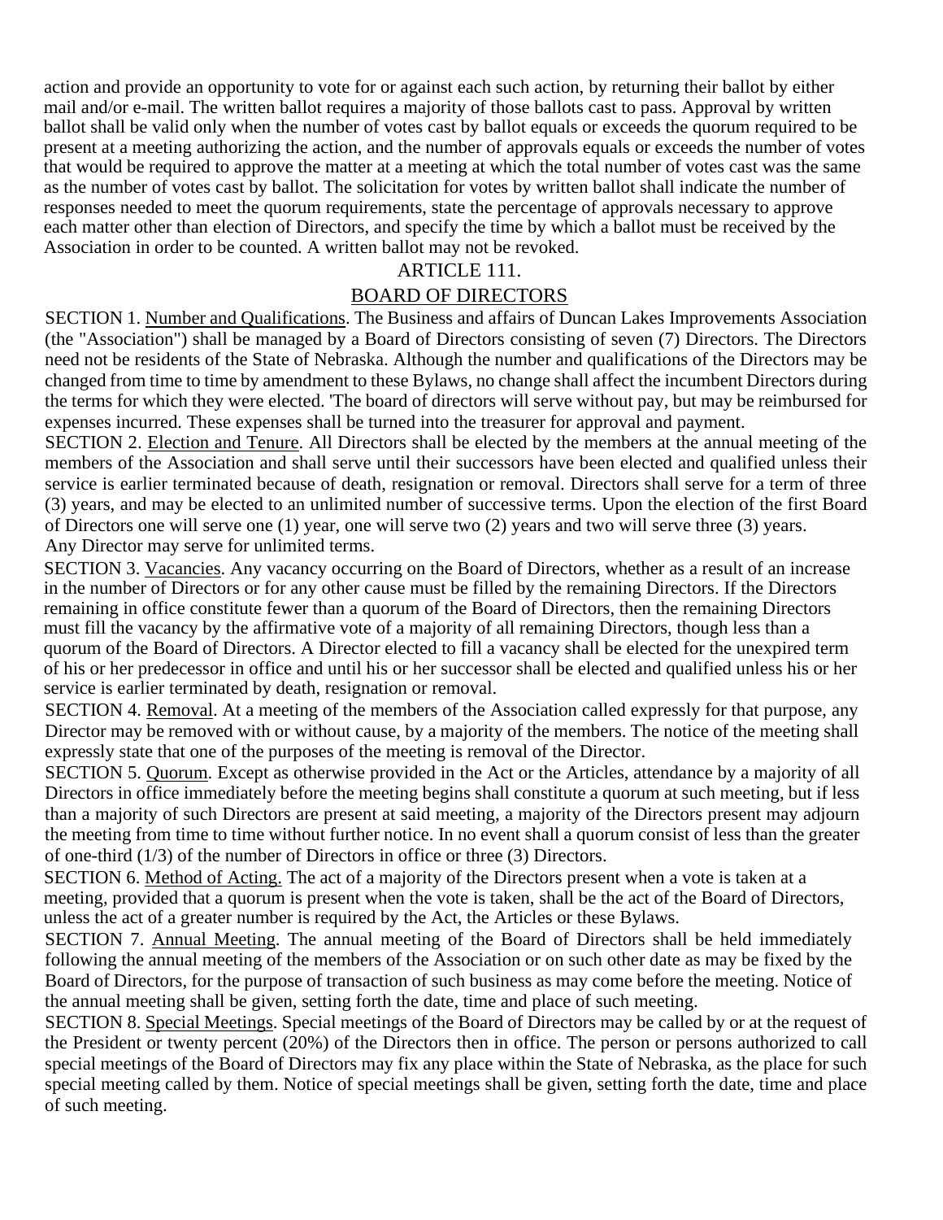action and provide an opportunity to vote for or against each such action, by returning their ballot by either mail and/or e-mail. The written ballot requires a majority of those ballots cast to pass. Approval by written ballot shall be valid only when the number of votes cast by ballot equals or exceeds the quorum required to be present at a meeting authorizing the action, and the number of approvals equals or exceeds the number of votes that would be required to approve the matter at a meeting at which the total number of votes cast was the same as the number of votes cast by ballot. The solicitation for votes by written ballot shall indicate the number of responses needed to meet the quorum requirements, state the percentage of approvals necessary to approve each matter other than election of Directors, and specify the time by which a ballot must be received by the Association in order to be counted. A written ballot may not be revoked.

## ARTICLE 111.

## BOARD OF DIRECTORS

SECTION 1. Number and Qualifications. The Business and affairs of Duncan Lakes Improvements Association (the "Association") shall be managed by a Board of Directors consisting of seven (7) Directors. The Directors need not be residents of the State of Nebraska. Although the number and qualifications of the Directors may be changed from time to time by amendment to these Bylaws, no change shall affect the incumbent Directors during the terms for which they were elected. 'The board of directors will serve without pay, but may be reimbursed for expenses incurred. These expenses shall be turned into the treasurer for approval and payment.

SECTION 2. Election and Tenure. All Directors shall be elected by the members at the annual meeting of the members of the Association and shall serve until their successors have been elected and qualified unless their service is earlier terminated because of death, resignation or removal. Directors shall serve for a term of three (3) years, and may be elected to an unlimited number of successive terms. Upon the election of the first Board of Directors one will serve one (1) year, one will serve two (2) years and two will serve three (3) years. Any Director may serve for unlimited terms.

SECTION 3. Vacancies. Any vacancy occurring on the Board of Directors, whether as a result of an increase in the number of Directors or for any other cause must be filled by the remaining Directors. If the Directors remaining in office constitute fewer than a quorum of the Board of Directors, then the remaining Directors must fill the vacancy by the affirmative vote of a majority of all remaining Directors, though less than a quorum of the Board of Directors. A Director elected to fill a vacancy shall be elected for the unexpired term of his or her predecessor in office and until his or her successor shall be elected and qualified unless his or her service is earlier terminated by death, resignation or removal.

SECTION 4. Removal. At a meeting of the members of the Association called expressly for that purpose, any Director may be removed with or without cause, by a majority of the members. The notice of the meeting shall expressly state that one of the purposes of the meeting is removal of the Director.

SECTION 5. Quorum. Except as otherwise provided in the Act or the Articles, attendance by a majority of all Directors in office immediately before the meeting begins shall constitute a quorum at such meeting, but if less than a majority of such Directors are present at said meeting, a majority of the Directors present may adjourn the meeting from time to time without further notice. In no event shall a quorum consist of less than the greater of one-third (1/3) of the number of Directors in office or three (3) Directors.

SECTION 6. Method of Acting. The act of a majority of the Directors present when a vote is taken at a meeting, provided that a quorum is present when the vote is taken, shall be the act of the Board of Directors, unless the act of a greater number is required by the Act, the Articles or these Bylaws.

SECTION 7. Annual Meeting. The annual meeting of the Board of Directors shall be held immediately following the annual meeting of the members of the Association or on such other date as may be fixed by the Board of Directors, for the purpose of transaction of such business as may come before the meeting. Notice of the annual meeting shall be given, setting forth the date, time and place of such meeting.

SECTION 8. Special Meetings. Special meetings of the Board of Directors may be called by or at the request of the President or twenty percent (20%) of the Directors then in office. The person or persons authorized to call special meetings of the Board of Directors may fix any place within the State of Nebraska, as the place for such special meeting called by them. Notice of special meetings shall be given, setting forth the date, time and place of such meeting.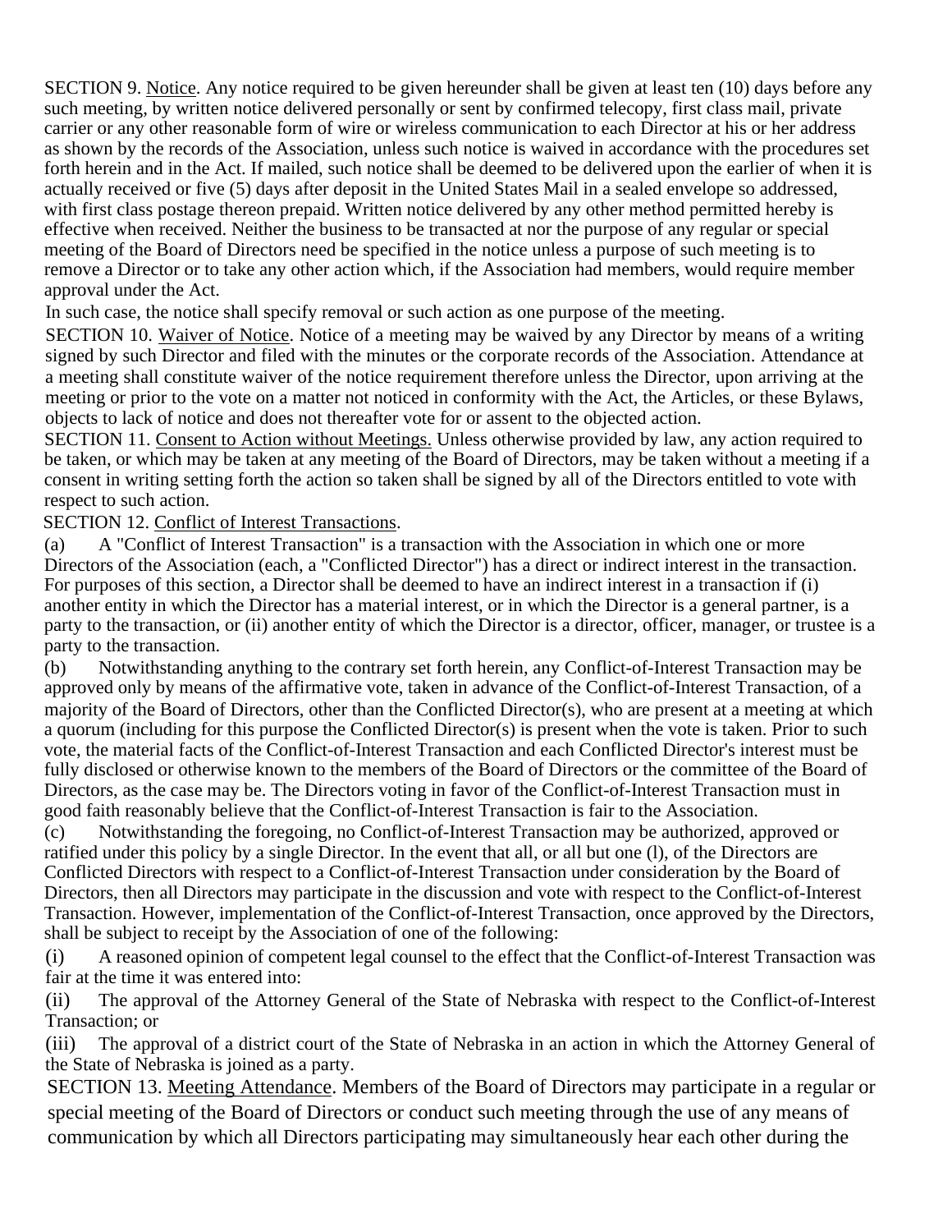SECTION 9. <u>Notice</u>. Any notice required to be given hereunder shall be given at least ten (10) days before any such meeting, by written notice delivered personally or sent by confirmed telecopy, first class mail, private carrier or any other reasonable form of wire or wireless communication to each Director at his or her address as shown by the records of the Association, unless such notice is waived in accordance with the procedures set forth herein and in the Act. If mailed, such notice shall be deemed to be delivered upon the earlier of when it is actually received or five (5) days after deposit in the United States Mail in a sealed envelope so addressed, with first class postage thereon prepaid. Written notice delivered by any other method permitted hereby is effective when received. Neither the business to be transacted at nor the purpose of any regular or special meeting of the Board of Directors need be specified in the notice unless a purpose of such meeting is to remove a Director or to take any other action which, if the Association had members, would require member approval under the Act.

In such case, the notice shall specify removal or such action as one purpose of the meeting.

SECTION 10. <u>Waiver of Notice</u>. Notice of a meeting may be waived by any Director by means of a writing signed by such Director and filed with the minutes or the corporate records of the Association. Attendance at a meeting shall constitute waiver of the notice requirement therefore unless the Director, upon arriving at the meeting or prior to the vote on a matter not noticed in conformity with the Act, the Articles, or these Bylaws, objects to lack of notice and does not thereafter vote for or assent to the objected action.

SECTION 11. <u>Consent to Action without Meetings.</u> Unless otherwise provided by law, any action required to be taken, or which may be taken at any meeting of the Board of Directors, may be taken without a meeting if a consent in writing setting forth the action so taken shall be signed by all of the Directors entitled to vote with respect to such action.

SECTION 12. <u>Conflict of Interest Transactions</u>.

(a) A "Conflict of Interest Transaction" is a transaction with the Association in which one or more Directors of the Association (each, a "Conflicted Director") has a direct or indirect interest in the transaction. For purposes of this section, a Director shall be deemed to have an indirect interest in a transaction if (i) another entity in which the Director has a material interest, or in which the Director is a general partner, is a party to the transaction, or (ii) another entity of which the Director is a director, officer, manager, or trustee is a party to the transaction.

(b) Notwithstanding anything to the contrary set forth herein, any Conflict-of-Interest Transaction may be approved only by means of the affirmative vote, taken in advance of the Conflict-of-Interest Transaction, of a majority of the Board of Directors, other than the Conflicted Director(s), who are present at a meeting at which a quorum (including for this purpose the Conflicted Director(s) is present when the vote is taken. Prior to such vote, the material facts of the Conflict-of-Interest Transaction and each Conflicted Director's interest must be fully disclosed or otherwise known to the members of the Board of Directors or the committee of the Board of Directors, as the case may be. The Directors voting in favor of the Conflict-of-Interest Transaction must in good faith reasonably believe that the Conflict-of-Interest Transaction is fair to the Association.

(c) Notwithstanding the foregoing, no Conflict-of-Interest Transaction may be authorized, approved or ratified under this policy by a single Director. In the event that all, or all but one (l), of the Directors are Conflicted Directors with respect to a Conflict-of-Interest Transaction under consideration by the Board of Directors, then all Directors may participate in the discussion and vote with respect to the Conflict-of-Interest Transaction. However, implementation of the Conflict-of-Interest Transaction, once approved by the Directors, shall be subject to receipt by the Association of one of the following:

(i) A reasoned opinion of competent legal counsel to the effect that the Conflict-of-Interest Transaction was fair at the time it was entered into:

(ii) The approval of the Attorney General of the State of Nebraska with respect to the Conflict-of-Interest Transaction; or

(iii) The approval of a district court of the State of Nebraska in an action in which the Attorney General of the State of Nebraska is joined as a party.

SECTION 13. <u>Meeting Attendance</u>. Members of the Board of Directors may participate in a regular or special meeting of the Board of Directors or conduct such meeting through the use of any means of communication by which all Directors participating may simultaneously hear each other during the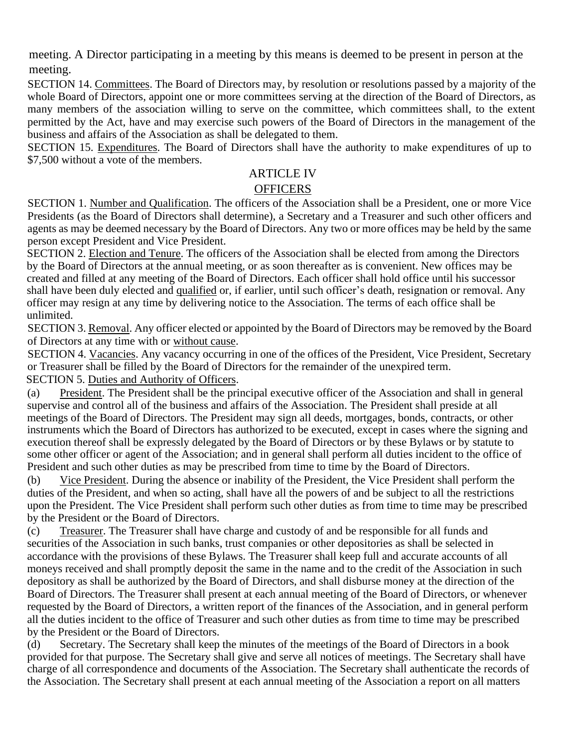meeting. A Director participating in a meeting by this means is deemed to be present in person at the meeting.

SECTION 14. Committees. The Board of Directors may, by resolution or resolutions passed by a majority of the whole Board of Directors, appoint one or more committees serving at the direction of the Board of Directors, as many members of the association willing to serve on the committee, which committees shall, to the extent permitted by the Act, have and may exercise such powers of the Board of Directors in the management of the business and affairs of the Association as shall be delegated to them.

SECTION 15. Expenditures. The Board of Directors shall have the authority to make expenditures of up to $7,500 without a vote of the members.

## ARTICLE IV
## OFFICERS

SECTION 1. Number and Qualification. The officers of the Association shall be a President, one or more Vice Presidents (as the Board of Directors shall determine), a Secretary and a Treasurer and such other officers and agents as may be deemed necessary by the Board of Directors. Any two or more offices may be held by the same person except President and Vice President.

SECTION 2. Election and Tenure. The officers of the Association shall be elected from among the Directors by the Board of Directors at the annual meeting, or as soon thereafter as is convenient. New offices may be created and filled at any meeting of the Board of Directors. Each officer shall hold office until his successor shall have been duly elected and qualified or, if earlier, until such officer's death, resignation or removal. Any officer may resign at any time by delivering notice to the Association. The terms of each office shall be unlimited.

SECTION 3. Removal. Any officer elected or appointed by the Board of Directors may be removed by the Board of Directors at any time with or without cause.

SECTION 4. Vacancies. Any vacancy occurring in one of the offices of the President, Vice President, Secretary or Treasurer shall be filled by the Board of Directors for the remainder of the unexpired term.

SECTION 5. Duties and Authority of Officers.

(a) President. The President shall be the principal executive officer of the Association and shall in general supervise and control all of the business and affairs of the Association. The President shall preside at all meetings of the Board of Directors. The President may sign all deeds, mortgages, bonds, contracts, or other instruments which the Board of Directors has authorized to be executed, except in cases where the signing and execution thereof shall be expressly delegated by the Board of Directors or by these Bylaws or by statute to some other officer or agent of the Association; and in general shall perform all duties incident to the office of President and such other duties as may be prescribed from time to time by the Board of Directors.

(b) Vice President. During the absence or inability of the President, the Vice President shall perform the duties of the President, and when so acting, shall have all the powers of and be subject to all the restrictions upon the President. The Vice President shall perform such other duties as from time to time may be prescribed by the President or the Board of Directors.

(c) Treasurer. The Treasurer shall have charge and custody of and be responsible for all funds and securities of the Association in such banks, trust companies or other depositories as shall be selected in accordance with the provisions of these Bylaws. The Treasurer shall keep full and accurate accounts of all moneys received and shall promptly deposit the same in the name and to the credit of the Association in such depository as shall be authorized by the Board of Directors, and shall disburse money at the direction of the Board of Directors. The Treasurer shall present at each annual meeting of the Board of Directors, or whenever requested by the Board of Directors, a written report of the finances of the Association, and in general perform all the duties incident to the office of Treasurer and such other duties as from time to time may be prescribed by the President or the Board of Directors.

(d) Secretary. The Secretary shall keep the minutes of the meetings of the Board of Directors in a book provided for that purpose. The Secretary shall give and serve all notices of meetings. The Secretary shall have charge of all correspondence and documents of the Association. The Secretary shall authenticate the records of the Association. The Secretary shall present at each annual meeting of the Association a report on all matters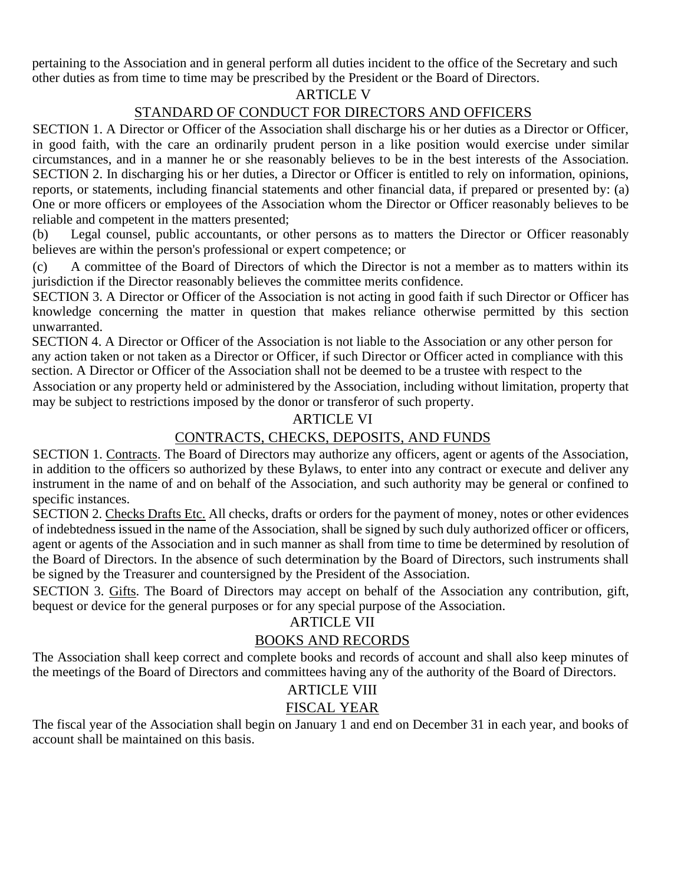pertaining to the Association and in general perform all duties incident to the office of the Secretary and such other duties as from time to time may be prescribed by the President or the Board of Directors.

## ARTICLE V

## STANDARD OF CONDUCT FOR DIRECTORS AND OFFICERS

SECTION 1. A Director or Officer of the Association shall discharge his or her duties as a Director or Officer, in good faith, with the care an ordinarily prudent person in a like position would exercise under similar circumstances, and in a manner he or she reasonably believes to be in the best interests of the Association.

SECTION 2. In discharging his or her duties, a Director or Officer is entitled to rely on information, opinions, reports, or statements, including financial statements and other financial data, if prepared or presented by: (a) One or more officers or employees of the Association whom the Director or Officer reasonably believes to be reliable and competent in the matters presented;

(b) Legal counsel, public accountants, or other persons as to matters the Director or Officer reasonably believes are within the person's professional or expert competence; or

(c) A committee of the Board of Directors of which the Director is not a member as to matters within its jurisdiction if the Director reasonably believes the committee merits confidence.

SECTION 3. A Director or Officer of the Association is not acting in good faith if such Director or Officer has knowledge concerning the matter in question that makes reliance otherwise permitted by this section unwarranted.

SECTION 4. A Director or Officer of the Association is not liable to the Association or any other person for any action taken or not taken as a Director or Officer, if such Director or Officer acted in compliance with this section. A Director or Officer of the Association shall not be deemed to be a trustee with respect to the Association or any property held or administered by the Association, including without limitation, property that may be subject to restrictions imposed by the donor or transferor of such property.

## ARTICLE VI

## CONTRACTS, CHECKS, DEPOSITS, AND FUNDS

SECTION 1. Contracts. The Board of Directors may authorize any officers, agent or agents of the Association, in addition to the officers so authorized by these Bylaws, to enter into any contract or execute and deliver any instrument in the name of and on behalf of the Association, and such authority may be general or confined to specific instances.

SECTION 2. Checks Drafts Etc. All checks, drafts or orders for the payment of money, notes or other evidences of indebtedness issued in the name of the Association, shall be signed by such duly authorized officer or officers, agent or agents of the Association and in such manner as shall from time to time be determined by resolution of the Board of Directors. In the absence of such determination by the Board of Directors, such instruments shall be signed by the Treasurer and countersigned by the President of the Association.

SECTION 3. Gifts. The Board of Directors may accept on behalf of the Association any contribution, gift, bequest or device for the general purposes or for any special purpose of the Association.

## ARTICLE VII

## BOOKS AND RECORDS

The Association shall keep correct and complete books and records of account and shall also keep minutes of the meetings of the Board of Directors and committees having any of the authority of the Board of Directors.

## ARTICLE VIII

## FISCAL YEAR

The fiscal year of the Association shall begin on January 1 and end on December 31 in each year, and books of account shall be maintained on this basis.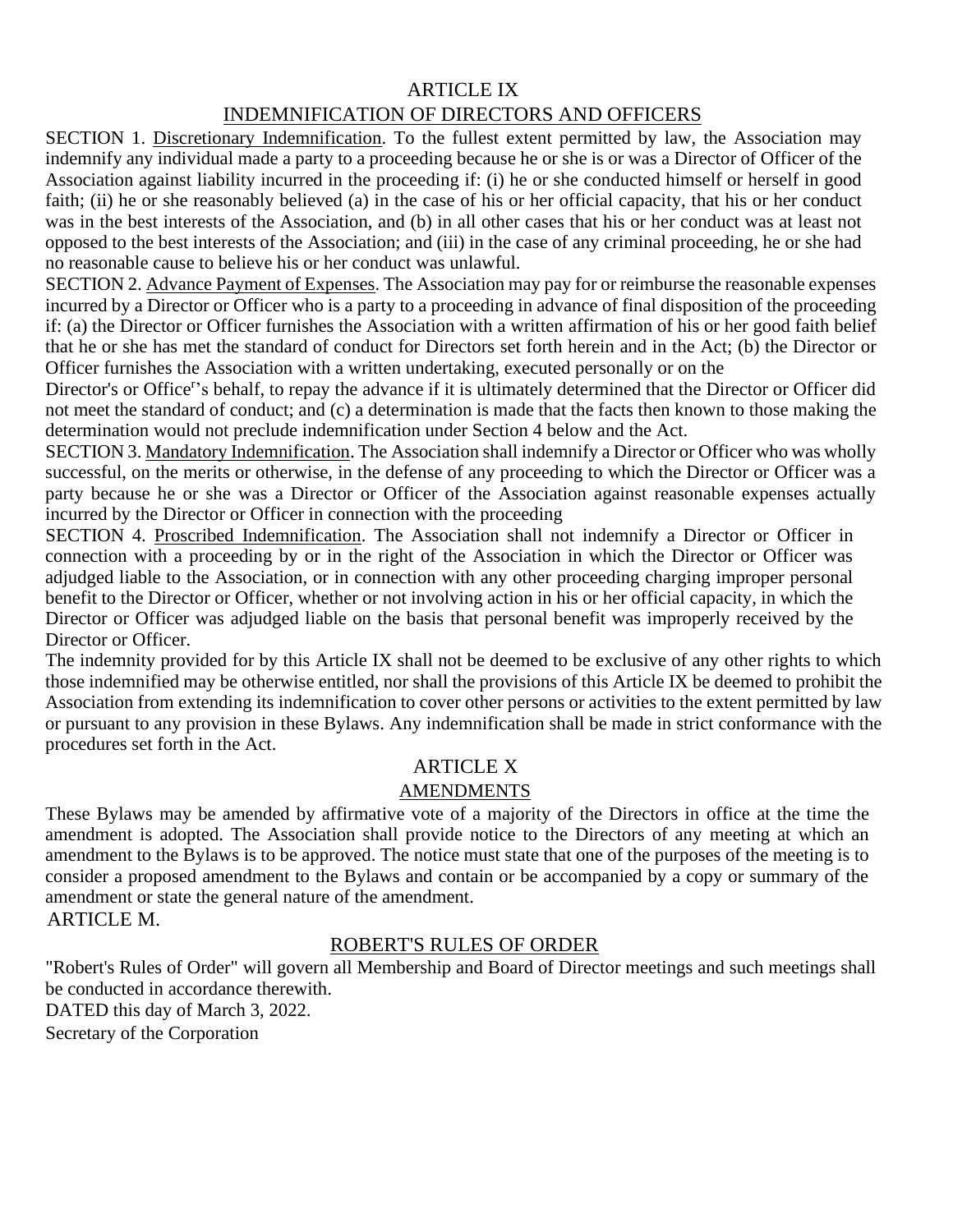## ARTICLE IX

## INDEMNIFICATION OF DIRECTORS AND OFFICERS

SECTION 1. Discretionary Indemnification. To the fullest extent permitted by law, the Association may indemnify any individual made a party to a proceeding because he or she is or was a Director of Officer of the Association against liability incurred in the proceeding if: (i) he or she conducted himself or herself in good faith; (ii) he or she reasonably believed (a) in the case of his or her official capacity, that his or her conduct was in the best interests of the Association, and (b) in all other cases that his or her conduct was at least not opposed to the best interests of the Association; and (iii) in the case of any criminal proceeding, he or she had no reasonable cause to believe his or her conduct was unlawful.

SECTION 2. Advance Payment of Expenses. The Association may pay for or reimburse the reasonable expenses incurred by a Director or Officer who is a party to a proceeding in advance of final disposition of the proceeding if: (a) the Director or Officer furnishes the Association with a written affirmation of his or her good faith belief that he or she has met the standard of conduct for Directors set forth herein and in the Act; (b) the Director or Officer furnishes the Association with a written undertaking, executed personally or on the Director's or Office''s behalf, to repay the advance if it is ultimately determined that the Director or Officer did not meet the standard of conduct; and (c) a determination is made that the facts then known to those making the determination would not preclude indemnification under Section 4 below and the Act.

SECTION 3. Mandatory Indemnification. The Association shall indemnify a Director or Officer who was wholly successful, on the merits or otherwise, in the defense of any proceeding to which the Director or Officer was a party because he or she was a Director or Officer of the Association against reasonable expenses actually incurred by the Director or Officer in connection with the proceeding

SECTION 4. Proscribed Indemnification. The Association shall not indemnify a Director or Officer in connection with a proceeding by or in the right of the Association in which the Director or Officer was adjudged liable to the Association, or in connection with any other proceeding charging improper personal benefit to the Director or Officer, whether or not involving action in his or her official capacity, in which the Director or Officer was adjudged liable on the basis that personal benefit was improperly received by the Director or Officer.

The indemnity provided for by this Article IX shall not be deemed to be exclusive of any other rights to which those indemnified may be otherwise entitled, nor shall the provisions of this Article IX be deemed to prohibit the Association from extending its indemnification to cover other persons or activities to the extent permitted by law or pursuant to any provision in these Bylaws. Any indemnification shall be made in strict conformance with the procedures set forth in the Act.

## ARTICLE X

## AMENDMENTS

These Bylaws may be amended by affirmative vote of a majority of the Directors in office at the time the amendment is adopted. The Association shall provide notice to the Directors of any meeting at which an amendment to the Bylaws is to be approved. The notice must state that one of the purposes of the meeting is to consider a proposed amendment to the Bylaws and contain or be accompanied by a copy or summary of the amendment or state the general nature of the amendment.

## ARTICLE M.

## ROBERT'S RULES OF ORDER

"Robert's Rules of Order" will govern all Membership and Board of Director meetings and such meetings shall be conducted in accordance therewith.

DATED this day of March 3, 2022.

Secretary of the Corporation